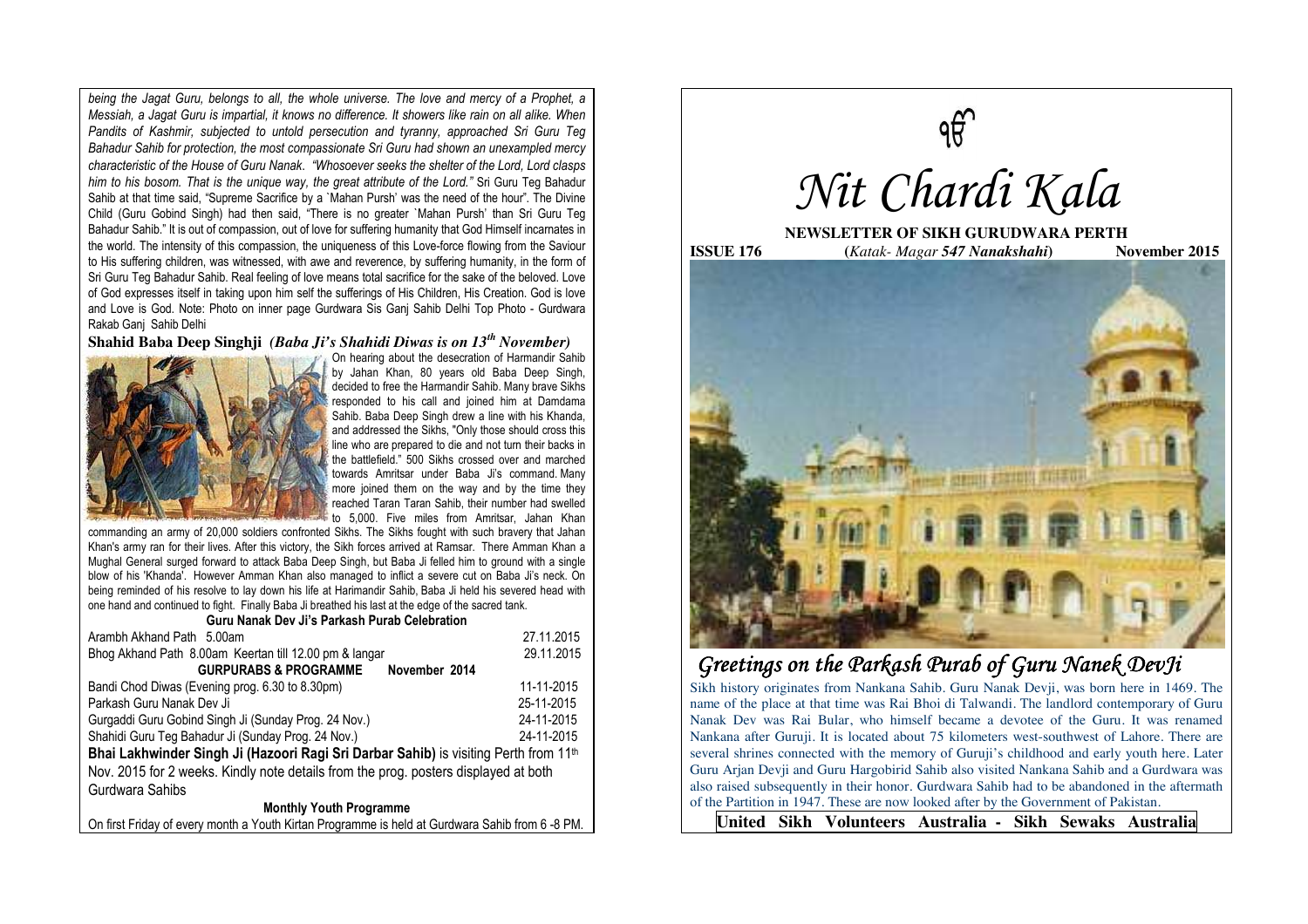*being the Jagat Guru, belongs to all, the whole universe. The love and mercy of a Prophet, a Messiah, a Jagat Guru is impartial, it knows no difference. It showers like rain on all alike. When Pandits of Kashmir, subjected to untold persecution and tyranny, approached Sri Guru Teg Bahadur Sahib for protection, the most compassionate Sri Guru had shown an unexampled mercy characteristic of the House of Guru Nanak. "Whosoever seeks the shelter of the Lord, Lord clasps him to his bosom. That is the unique way, the great attribute of the Lord."* Sri Guru Teg Bahadur Sahib at that time said, "Supreme Sacrifice by a `Mahan Pursh' was the need of the hour". The Divine Child (Guru Gobind Singh) had then said, "There is no greater `Mahan Pursh' than Sri Guru Teg Bahadur Sahib." It is out of compassion, out of love for suffering humanity that God Himself incarnates in the world. The intensity of this compassion, the uniqueness of this Love-force flowing from the Saviour to His suffering children, was witnessed, with awe and reverence, by suffering humanity, in the form of Sri Guru Teg Bahadur Sahib. Real feeling of love means total sacrifice for the sake of the beloved. Love of God expresses itself in taking upon him self the sufferings of His Children, His Creation. God is love and Love is God. Note: Photo on inner page Gurdwara Sis Ganj Sahib Delhi Top Photo - Gurdwara Rakab Ganj Sahib Delhi

## Shahid Baba Deep Singhji *(Baba Ji's Shahidi Diwas is on 13th November)*

On hearing about the desecration of Harmandir Sahib by Jahan Khan, 80 years old Baba Deep Singh, decided to free the Harmandir Sahib. Many brave Sikhs responded to his call and joined him at Damdama Sahib. Baba Deep Singh drew a line with his Khanda, and addressed the Sikhs, "Only those should cross this line who are prepared to die and not turn their backs in the battlefield." 500 Sikhs crossed over and marched towards Amritsar under Baba Ji's command. Many more joined them on the way and by the time they reached Taran Taran Sahib, their number had swelled to 5,000. Five miles from Amritsar, Jahan Khan commanding an army of 20,000 soldiers confronted Sikhs. The Sikhs fought with such bravery that Jahan Khan's army ran for their lives. After this victory, the Sikh forces arrived at Ramsar. There Amman Khan a Mughal General surged forward to attack Baba Deep Singh, but Baba Ji felled him to ground with a single blow of his 'Khanda'. However Amman Khan also managed to inflict a severe cut on Baba Ji's neck. On being reminded of his resolve to lay down his life at Harimandir Sahib, Baba Ji held his severed head with one hand and continued to fight. Finally Baba Ji breathed his last at the edge of the sacred tank.

### Guru Nanak Dev Ji's Parkash Purab Celebration

| | |
|---|---|
| Arambh Akhand Path 5.00am | 27.11.2015 |
| Bhog Akhand Path 8.00am Keertan till 12.00 pm & langar | 29.11.2015 |
| **GURPURABS & PROGRAMME November 2014** | |
| Bandi Chod Diwas (Evening prog. 6.30 to 8.30pm) | 11-11-2015 |
| Parkash Guru Nanak Dev Ji | 25-11-2015 |
| Gurgaddi Guru Gobind Singh Ji (Sunday Prog. 24 Nov.) | 24-11-2015 |
| Shahidi Guru Teg Bahadur Ji (Sunday Prog. 24 Nov.) | 24-11-2015 |

**Bhai Lakhwinder Singh Ji (Hazoori Ragi Sri Darbar Sahib)** is visiting Perth from 11th Nov. 2015 for 2 weeks. Kindly note details from the prog. posters displayed at both Gurdwara Sahibs

### Monthly Youth Programme

On first Friday of every month a Youth Kirtan Programme is held at Gurdwara Sahib from 6 -8 PM.

ੴ

# *Nit Chardi Kala*

**NEWSLETTER OF SIKH GURUDWARA PERTH**

**ISSUE 176** **(*Katak- Magar 547 Nanakshahi*)** **November 2015**

## *Greetings on the Parkash Purab of Guru Nanek DevJi*

Sikh history originates from Nankana Sahib. Guru Nanak Devji, was born here in 1469. The name of the place at that time was Rai Bhoi di Talwandi. The landlord contemporary of Guru Nanak Dev was Rai Bular, who himself became a devotee of the Guru. It was renamed Nankana after Guruji. It is located about 75 kilometers west-southwest of Lahore. There are several shrines connected with the memory of Guruji's childhood and early youth here. Later Guru Arjan Devji and Guru Hargobirid Sahib also visited Nankana Sahib and a Gurdwara was also raised subsequently in their honor. Gurdwara Sahib had to be abandoned in the aftermath of the Partition in 1947. These are now looked after by the Government of Pakistan.

**United Sikh Volunteers Australia - Sikh Sewaks Australia**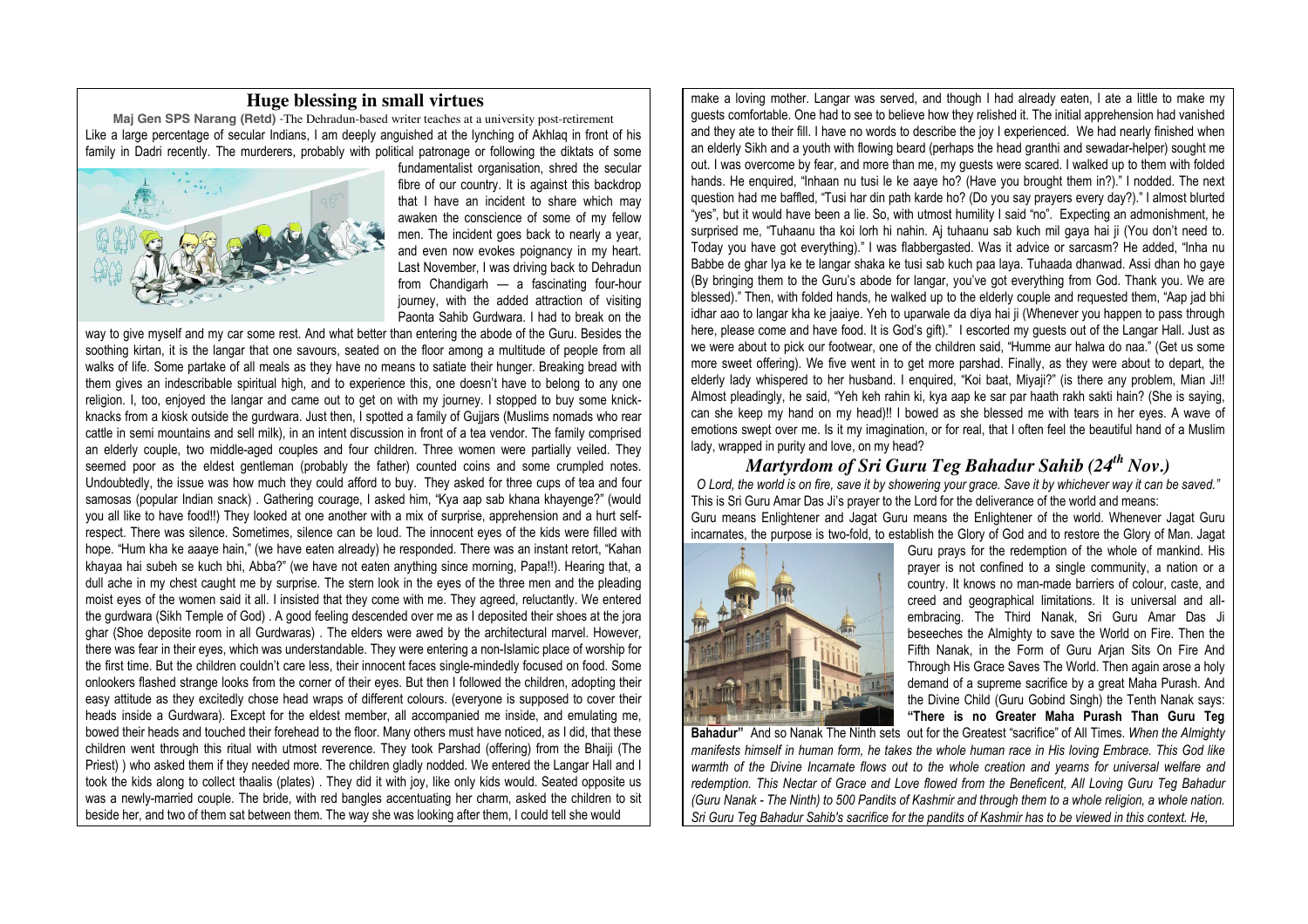## Huge blessing in small virtues

**Maj Gen SPS Narang (Retd)** -The Dehradun-based writer teaches at a university post-retirement

Like a large percentage of secular Indians, I am deeply anguished at the lynching of Akhlaq in front of his family in Dadri recently. The murderers, probably with political patronage or following the diktats of some fundamentalist organisation, shred the secular fibre of our country. It is against this backdrop that I have an incident to share which may awaken the conscience of some of my fellow men. The incident goes back to nearly a year, and even now evokes poignancy in my heart. Last November, I was driving back to Dehradun from Chandigarh — a fascinating four-hour journey, with the added attraction of visiting Paonta Sahib Gurdwara. I had to break on the way to give myself and my car some rest. And what better than entering the abode of the Guru. Besides the soothing kirtan, it is the langar that one savours, seated on the floor among a multitude of people from all walks of life. Some partake of all meals as they have no means to satiate their hunger. Breaking bread with them gives an indescribable spiritual high, and to experience this, one doesn't have to belong to any one religion. I, too, enjoyed the langar and came out to get on with my journey. I stopped to buy some knick-knacks from a kiosk outside the gurdwara. Just then, I spotted a family of Gujjars (Muslims nomads who rear cattle in semi mountains and sell milk), in an intent discussion in front of a tea vendor. The family comprised an elderly couple, two middle-aged couples and four children. Three women were partially veiled. They seemed poor as the eldest gentleman (probably the father) counted coins and some crumpled notes. Undoubtedly, the issue was how much they could afford to buy. They asked for three cups of tea and four samosas (popular Indian snack) . Gathering courage, I asked him, "Kya aap sab khana khayenge?" (would you all like to have food!!) They looked at one another with a mix of surprise, apprehension and a hurt self-respect. There was silence. Sometimes, silence can be loud. The innocent eyes of the kids were filled with hope. "Hum kha ke aaaye hain," (we have eaten already) he responded. There was an instant retort, "Kahan khayaa hai subeh se kuch bhi, Abba?" (we have not eaten anything since morning, Papa!!). Hearing that, a dull ache in my chest caught me by surprise. The stern look in the eyes of the three men and the pleading moist eyes of the women said it all. I insisted that they come with me. They agreed, reluctantly. We entered the gurdwara (Sikh Temple of God) . A good feeling descended over me as I deposited their shoes at the jora ghar (Shoe deposite room in all Gurdwaras) . The elders were awed by the architectural marvel. However, there was fear in their eyes, which was understandable. They were entering a non-Islamic place of worship for the first time. But the children couldn't care less, their innocent faces single-mindedly focused on food. Some onlookers flashed strange looks from the corner of their eyes. But then I followed the children, adopting their easy attitude as they excitedly chose head wraps of different colours. (everyone is supposed to cover their heads inside a Gurdwara). Except for the eldest member, all accompanied me inside, and emulating me, bowed their heads and touched their forehead to the floor. Many others must have noticed, as I did, that these children went through this ritual with utmost reverence. They took Parshad (offering) from the Bhaiji (The Priest) ) who asked them if they needed more. The children gladly nodded. We entered the Langar Hall and I took the kids along to collect thaalis (plates) . They did it with joy, like only kids would. Seated opposite us was a newly-married couple. The bride, with red bangles accentuating her charm, asked the children to sit beside her, and two of them sat between them. The way she was looking after them, I could tell she would make a loving mother. Langar was served, and though I had already eaten, I ate a little to make my guests comfortable. One had to see to believe how they relished it. The initial apprehension had vanished and they ate to their fill. I have no words to describe the joy I experienced. We had nearly finished when an elderly Sikh and a youth with flowing beard (perhaps the head granthi and sewadar-helper) sought me out. I was overcome by fear, and more than me, my guests were scared. I walked up to them with folded hands. He enquired, "Inhaan nu tusi le ke aaye ho? (Have you brought them in?)." I nodded. The next question had me baffled, "Tusi har din path karde ho? (Do you say prayers every day?)." I almost blurted "yes", but it would have been a lie. So, with utmost humility I said "no". Expecting an admonishment, he surprised me, "Tuhaanu tha koi lorh hi nahin. Aj tuhaanu sab kuch mil gaya hai ji (You don't need to. Today you have got everything)." I was flabbergasted. Was it advice or sarcasm? He added, "Inha nu Babbe de ghar lya ke te langar shaka ke tusi sab kuch paa laya. Tuhaada dhanwad. Assi dhan ho gaye (By bringing them to the Guru's abode for langar, you've got everything from God. Thank you. We are blessed)." Then, with folded hands, he walked up to the elderly couple and requested them, "Aap jad bhi idhar aao to langar kha ke jaaiye. Yeh to uparwale da diya hai ji (Whenever you happen to pass through here, please come and have food. It is God's gift)." I escorted my guests out of the Langar Hall. Just as we were about to pick our footwear, one of the children said, "Humme aur halwa do naa." (Get us some more sweet offering). We five went in to get more parshad. Finally, as they were about to depart, the elderly lady whispered to her husband. I enquired, "Koi baat, Miyaji?" (is there any problem, Mian Ji!! Almost pleadingly, he said, "Yeh keh rahin ki, kya aap ke sar par haath rakh sakti hain? (She is saying, can she keep my hand on my head)!! I bowed as she blessed me with tears in her eyes. A wave of emotions swept over me. Is it my imagination, or for real, that I often feel the beautiful hand of a Muslim lady, wrapped in purity and love, on my head?

## *Martyrdom of Sri Guru Teg Bahadur Sahib (24th Nov.)*

*O Lord, the world is on fire, save it by showering your grace. Save it by whichever way it can be saved."*
This is Sri Guru Amar Das Ji's prayer to the Lord for the deliverance of the world and means:

Guru means Enlightener and Jagat Guru means the Enlightener of the world. Whenever Jagat Guru incarnates, the purpose is two-fold, to establish the Glory of God and to restore the Glory of Man. Jagat Guru prays for the redemption of the whole of mankind. His prayer is not confined to a single community, a nation or a country. It knows no man-made barriers of colour, caste, and creed and geographical limitations. It is universal and all-embracing. The Third Nanak, Sri Guru Amar Das Ji beseeches the Almighty to save the World on Fire. Then the Fifth Nanak, in the Form of Guru Arjan Sits On Fire And Through His Grace Saves The World. Then again arose a holy demand of a supreme sacrifice by a great Maha Purash. And the Divine Child (Guru Gobind Singh) the Tenth Nanak says: **"There is no Greater Maha Purash Than Guru Teg Bahadur"** And so Nanak The Ninth sets out for the Greatest "sacrifice" of All Times. *When the Almighty manifests himself in human form, he takes the whole human race in His loving Embrace. This God like warmth of the Divine Incarnate flows out to the whole creation and yearns for universal welfare and redemption. This Nectar of Grace and Love flowed from the Beneficent, All Loving Guru Teg Bahadur (Guru Nanak - The Ninth) to 500 Pandits of Kashmir and through them to a whole religion, a whole nation. Sri Guru Teg Bahadur Sahib's sacrifice for the pandits of Kashmir has to be viewed in this context. He,*